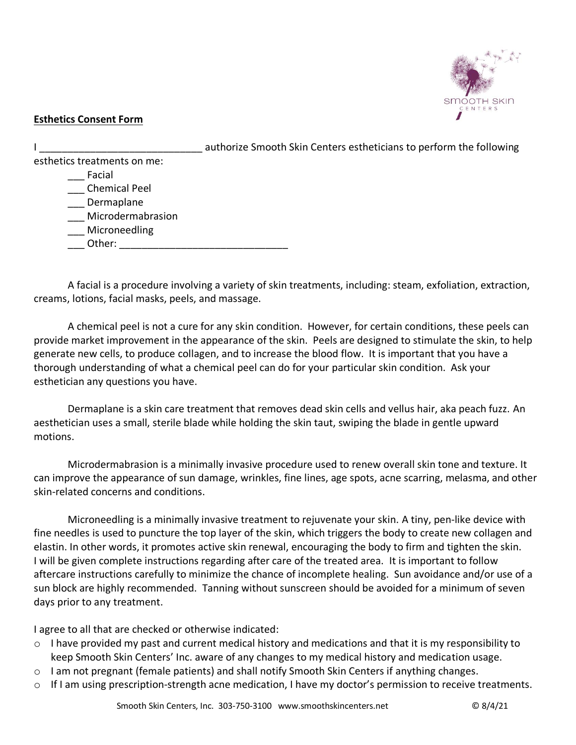**Esthetics Consent Form**

I ____________________________ authorize Smooth Skin Centers estheticians to perform the following esthetics treatments on me:

___ Facial
___ Chemical Peel
___ Dermaplane
___ Microdermabrasion
___ Microneedling
___ Other: ______________________________

A facial is a procedure involving a variety of skin treatments, including: steam, exfoliation, extraction, creams, lotions, facial masks, peels, and massage.

A chemical peel is not a cure for any skin condition. However, for certain conditions, these peels can provide market improvement in the appearance of the skin. Peels are designed to stimulate the skin, to help generate new cells, to produce collagen, and to increase the blood flow. It is important that you have a thorough understanding of what a chemical peel can do for your particular skin condition. Ask your esthetician any questions you have.

Dermaplane is a skin care treatment that removes dead skin cells and vellus hair, aka peach fuzz. An aesthetician uses a small, sterile blade while holding the skin taut, swiping the blade in gentle upward motions.

Microdermabrasion is a minimally invasive procedure used to renew overall skin tone and texture. It can improve the appearance of sun damage, wrinkles, fine lines, age spots, acne scarring, melasma, and other skin-related concerns and conditions.

Microneedling is a minimally invasive treatment to rejuvenate your skin. A tiny, pen-like device with fine needles is used to puncture the top layer of the skin, which triggers the body to create new collagen and elastin. In other words, it promotes active skin renewal, encouraging the body to firm and tighten the skin. I will be given complete instructions regarding after care of the treated area. It is important to follow aftercare instructions carefully to minimize the chance of incomplete healing. Sun avoidance and/or use of a sun block are highly recommended. Tanning without sunscreen should be avoided for a minimum of seven days prior to any treatment.

I agree to all that are checked or otherwise indicated:

- I have provided my past and current medical history and medications and that it is my responsibility to keep Smooth Skin Centers' Inc. aware of any changes to my medical history and medication usage.
- I am not pregnant (female patients) and shall notify Smooth Skin Centers if anything changes.
- If I am using prescription-strength acne medication, I have my doctor's permission to receive treatments.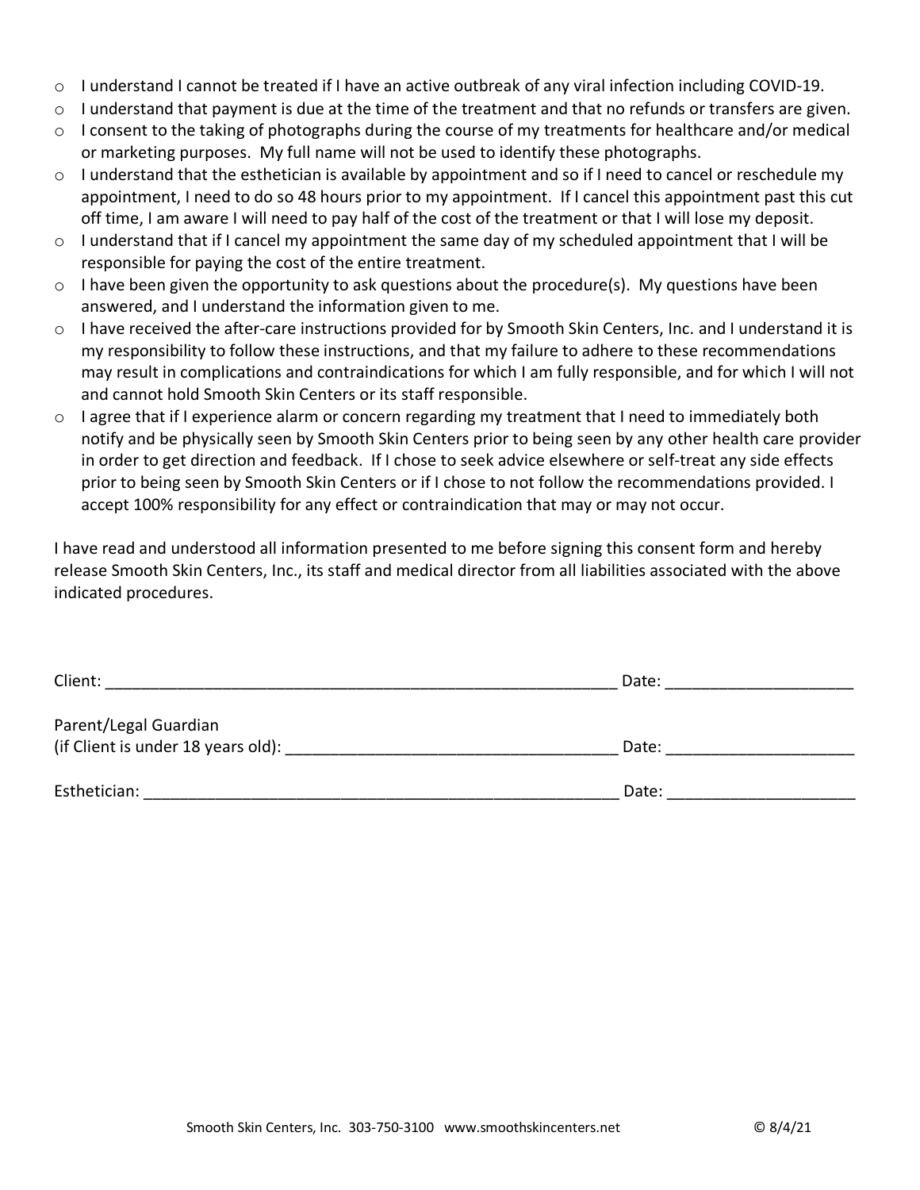- I understand I cannot be treated if I have an active outbreak of any viral infection including COVID-19.
- I understand that payment is due at the time of the treatment and that no refunds or transfers are given.
- I consent to the taking of photographs during the course of my treatments for healthcare and/or medical or marketing purposes. My full name will not be used to identify these photographs.
- I understand that the esthetician is available by appointment and so if I need to cancel or reschedule my appointment, I need to do so 48 hours prior to my appointment. If I cancel this appointment past this cut off time, I am aware I will need to pay half of the cost of the treatment or that I will lose my deposit.
- I understand that if I cancel my appointment the same day of my scheduled appointment that I will be responsible for paying the cost of the entire treatment.
- I have been given the opportunity to ask questions about the procedure(s). My questions have been answered, and I understand the information given to me.
- I have received the after-care instructions provided for by Smooth Skin Centers, Inc. and I understand it is my responsibility to follow these instructions, and that my failure to adhere to these recommendations may result in complications and contraindications for which I am fully responsible, and for which I will not and cannot hold Smooth Skin Centers or its staff responsible.
- I agree that if I experience alarm or concern regarding my treatment that I need to immediately both notify and be physically seen by Smooth Skin Centers prior to being seen by any other health care provider in order to get direction and feedback. If I chose to seek advice elsewhere or self-treat any side effects prior to being seen by Smooth Skin Centers or if I chose to not follow the recommendations provided. I accept 100% responsibility for any effect or contraindication that may or may not occur.

I have read and understood all information presented to me before signing this consent form and hereby release Smooth Skin Centers, Inc., its staff and medical director from all liabilities associated with the above indicated procedures.

Client: ___________________________________________________________ Date: ____________________

Parent/Legal Guardian
(if Client is under 18 years old): ____________________________________ Date: ____________________

Esthetician: _______________________________________________________ Date: ____________________

Smooth Skin Centers, Inc. 303-750-3100 www.smoothskincenters.net © 8/4/21